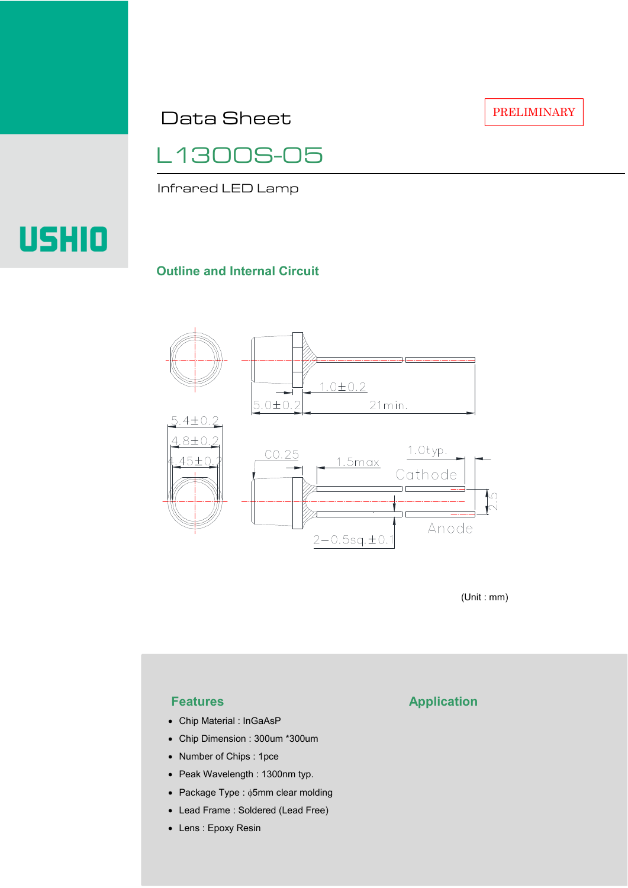PRELIMINARY

Data Sheet

# L1300S-05

Infrared LED Lamp

USHIO

## Outline and Internal Circuit

5.4±0.2
4.8±0.2
4.45±0.2
1.0±0.2
5.0±0.2
21min.
C0.25
1.5max
1.0typ.
Cathode
Anode
2.5
2−0.5sq.±0.1

(Unit : mm)

## Features

- Chip Material : InGaAsP
- Chip Dimension : 300um *300um
- Number of Chips : 1pce
- Peak Wavelength : 1300nm typ.
- Package Type : ϕ5mm clear molding
- Lead Frame : Soldered (Lead Free)
- Lens : Epoxy Resin

## Application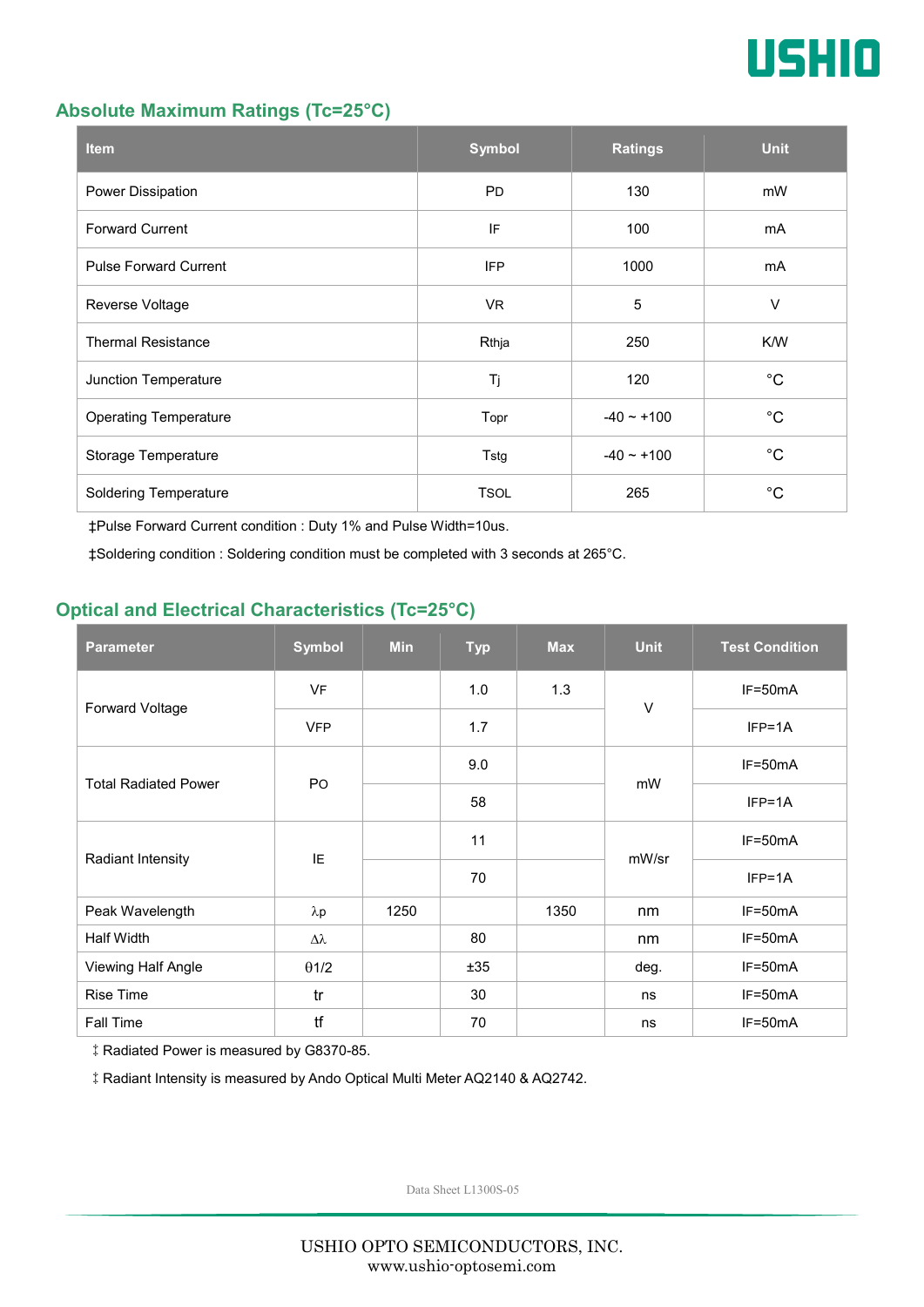## Absolute Maximum Ratings (Tc=25°C)

| Item | Symbol | Ratings | Unit |
|---|---|---|---|
| Power Dissipation | PD | 130 | mW |
| Forward Current | IF | 100 | mA |
| Pulse Forward Current | IFP | 1000 | mA |
| Reverse Voltage | VR | 5 | V |
| Thermal Resistance | Rthja | 250 | K/W |
| Junction Temperature | Tj | 120 | °C |
| Operating Temperature | Topr | -40 ~ +100 | °C |
| Storage Temperature | Tstg | -40 ~ +100 | °C |
| Soldering Temperature | TSOL | 265 | °C |

‡Pulse Forward Current condition : Duty 1% and Pulse Width=10us.

‡Soldering condition : Soldering condition must be completed with 3 seconds at 265°C.

## Optical and Electrical Characteristics (Tc=25°C)

| Parameter | Symbol | Min | Typ | Max | Unit | Test Condition |
|---|---|---|---|---|---|---|
| Forward Voltage | VF | | 1.0 | 1.3 | V | IF=50mA |
| | VFP | | 1.7 | | | IFP=1A |
| Total Radiated Power | PO | | 9.0 | | mW | IF=50mA |
| | | | 58 | | | IFP=1A |
| Radiant Intensity | IE | | 11 | | mW/sr | IF=50mA |
| | | | 70 | | | IFP=1A |
| Peak Wavelength | λp | 1250 | | 1350 | nm | IF=50mA |
| Half Width | Δλ | | 80 | | nm | IF=50mA |
| Viewing Half Angle | θ1/2 | | ±35 | | deg. | IF=50mA |
| Rise Time | tr | | 30 | | ns | IF=50mA |
| Fall Time | tf | | 70 | | ns | IF=50mA |

‡ Radiated Power is measured by G8370-85.

‡ Radiant Intensity is measured by Ando Optical Multi Meter AQ2140 & AQ2742.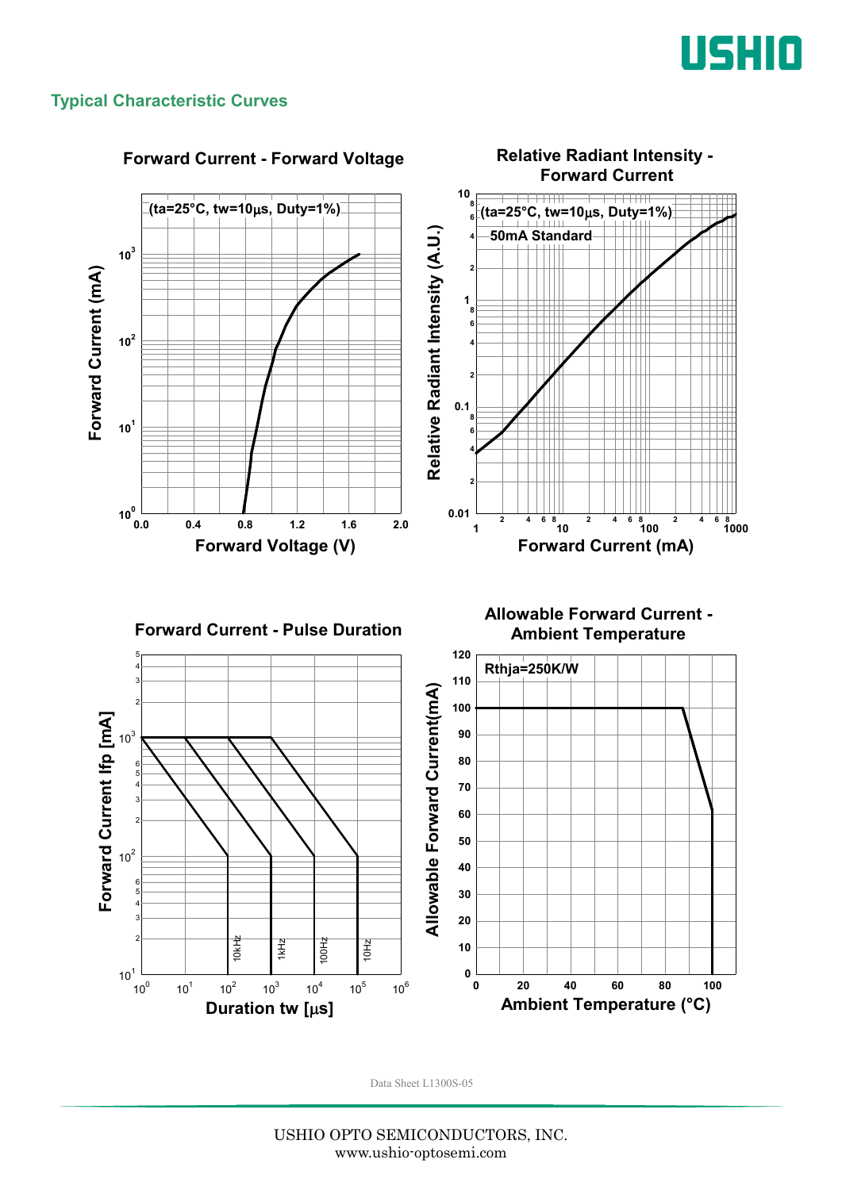## Typical Characteristic Curves

### Forward Current - Forward Voltage

(ta=25°C, tw=10μs, Duty=1%)

Forward Current (mA) vs. Forward Voltage (V)

### Relative Radiant Intensity - Forward Current

(ta=25°C, tw=10μs, Duty=1%)

50mA Standard

Relative Radiant Intensity (A.U.) vs. Forward Current (mA)

### Forward Current - Pulse Duration

Forward Current Ifp [mA] vs. Duration tw [μs]

10kHz, 1kHz, 100Hz, 10Hz

### Allowable Forward Current - Ambient Temperature

Rthja=250K/W

Allowable Forward Current(mA) vs. Ambient Temperature (°C)

Data Sheet L1300S-05

USHIO OPTO SEMICONDUCTORS, INC.
www.ushio-optosemi.com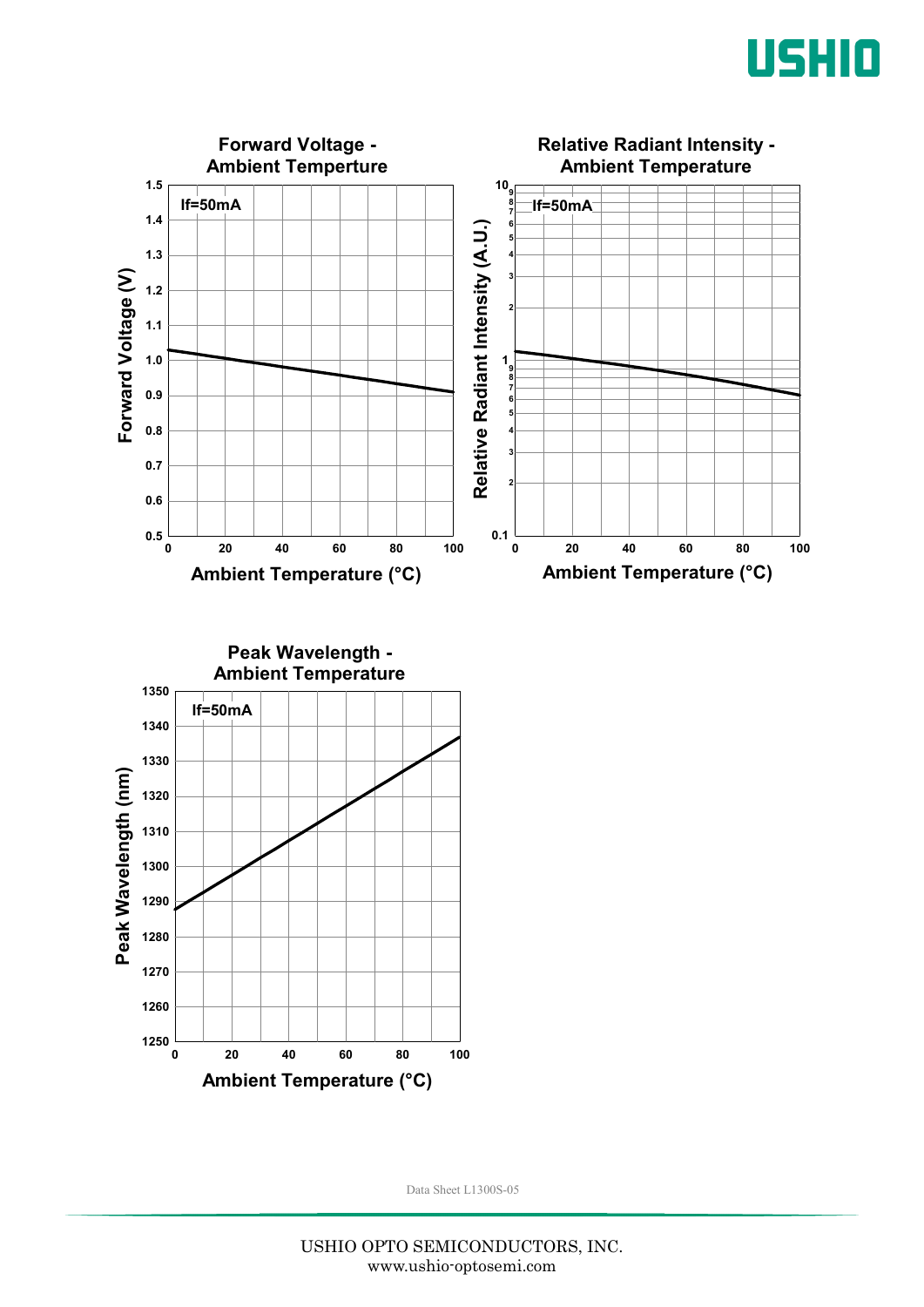**Forward Voltage - Ambient Temperture**

If=50mA

Forward Voltage (V) vs. Ambient Temperature (°C)

**Relative Radiant Intensity - Ambient Temperature**

If=50mA

Relative Radiant Intensity (A.U.) vs. Ambient Temperature (°C)

**Peak Wavelength - Ambient Temperature**

If=50mA

Peak Wavelength (nm) vs. Ambient Temperature (°C)

Data Sheet L1300S-05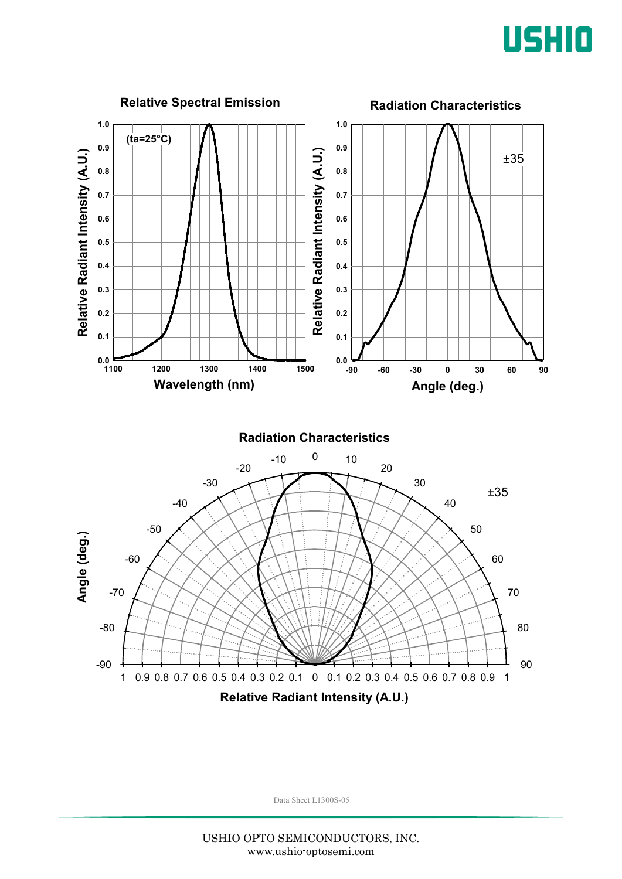## Relative Spectral Emission

(ta=25°C)

Relative Radiant Intensity (A.U.)

Wavelength (nm)

## Radiation Characteristics

±35

Relative Radiant Intensity (A.U.)

Angle (deg.)

## Radiation Characteristics

±35

Angle (deg.)

Relative Radiant Intensity (A.U.)

Data Sheet L1300S-05

USHIO OPTO SEMICONDUCTORS, INC.
www.ushio-optosemi.com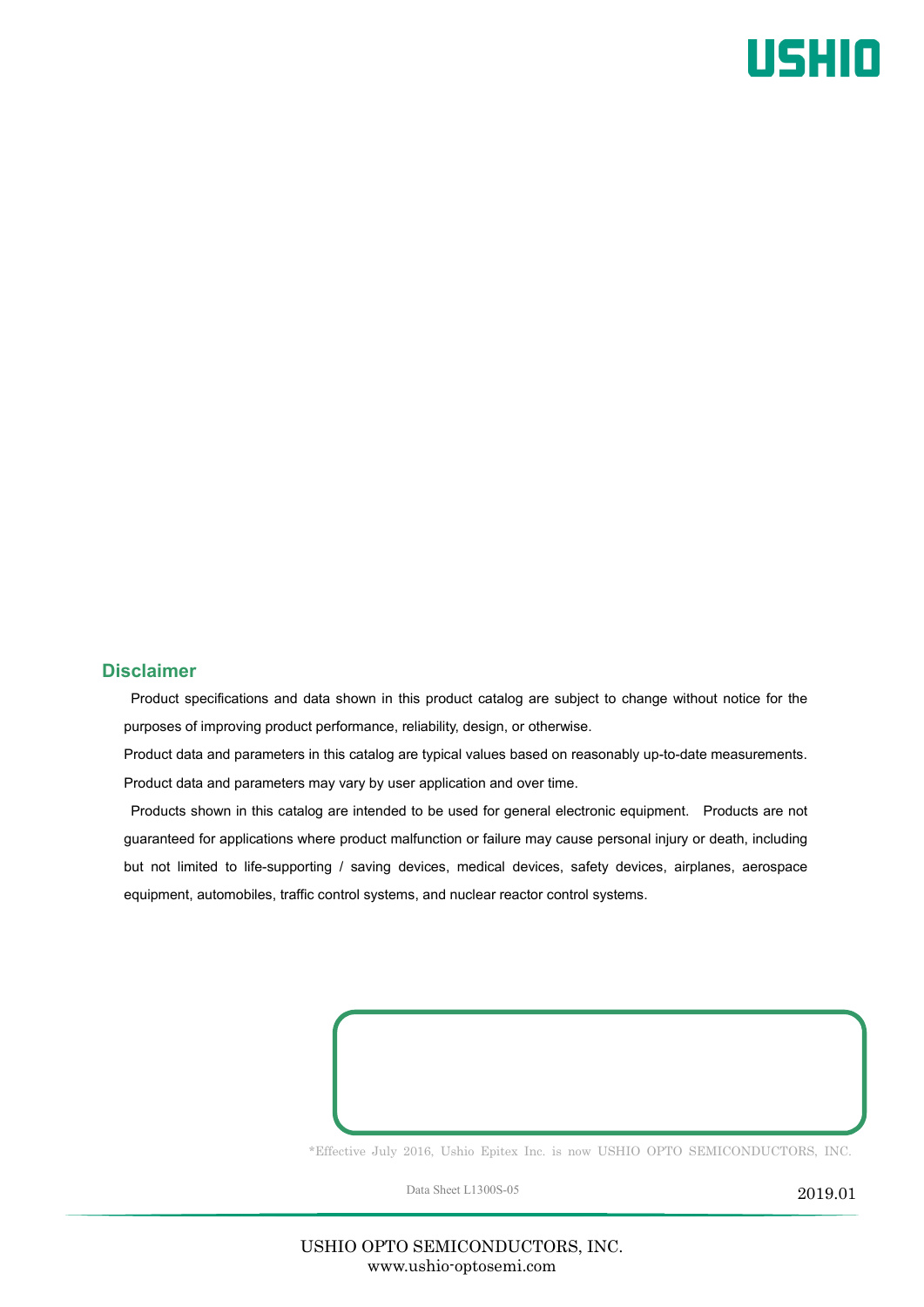## Disclaimer

Product specifications and data shown in this product catalog are subject to change without notice for the purposes of improving product performance, reliability, design, or otherwise.

Product data and parameters in this catalog are typical values based on reasonably up-to-date measurements. Product data and parameters may vary by user application and over time.

Products shown in this catalog are intended to be used for general electronic equipment. Products are not guaranteed for applications where product malfunction or failure may cause personal injury or death, including but not limited to life-supporting / saving devices, medical devices, safety devices, airplanes, aerospace equipment, automobiles, traffic control systems, and nuclear reactor control systems.

*Effective July 2016, Ushio Epitex Inc. is now USHIO OPTO SEMICONDUCTORS, INC.

Data Sheet L1300S-05

2019.01

USHIO OPTO SEMICONDUCTORS, INC.
www.ushio-optosemi.com